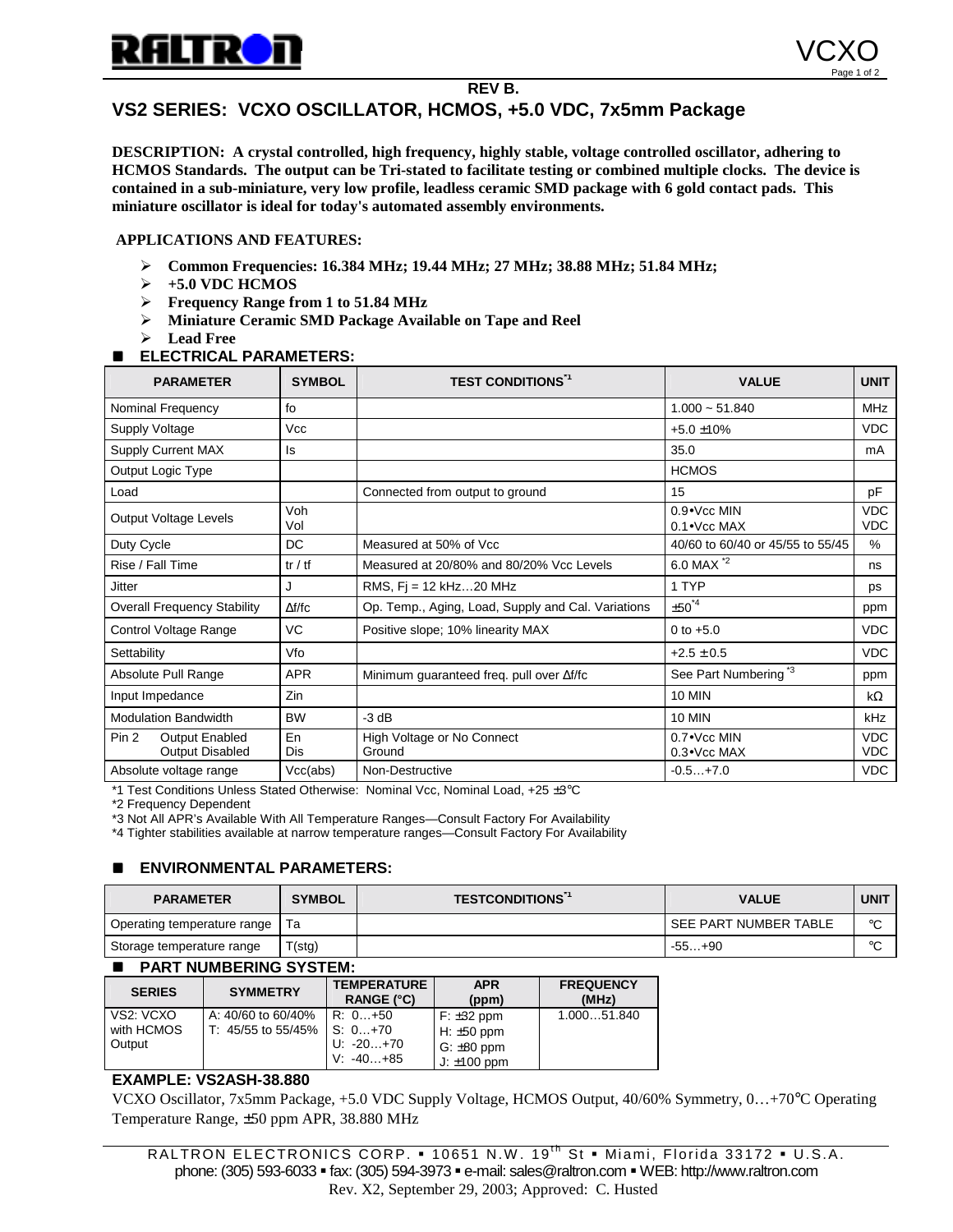REV B.

# VS2 SERIES: VCXO OSCILLATOR, HCMOS, +5.0 VDC, 7x5mm Package

**DESCRIPTION: A crystal controlled, high frequency, highly stable, voltage controlled oscillator, adhering to HCMOS Standards. The output can be Tri-stated to facilitate testing or combined multiple clocks. The device is contained in a sub-miniature, very low profile, leadless ceramic SMD package with 6 gold contact pads. This miniature oscillator is ideal for today's automated assembly environments.**

**APPLICATIONS AND FEATURES:**

- **Common Frequencies: 16.384 MHz; 19.44 MHz; 27 MHz; 38.88 MHz; 51.84 MHz;**
- **+5.0 VDC HCMOS**
- **Frequency Range from 1 to 51.84 MHz**
- **Miniature Ceramic SMD Package Available on Tape and Reel**
- **Lead Free**

## ELECTRICAL PARAMETERS:

| PARAMETER | SYMBOL | TEST CONDITIONS*1 | VALUE | UNIT |
|---|---|---|---|---|
| Nominal Frequency | fo | | 1.000 ~ 51.840 | MHz |
| Supply Voltage | Vcc | | +5.0 ±10% | VDC |
| Supply Current MAX | Is | | 35.0 | mA |
| Output Logic Type | | | HCMOS | |
| Load | | Connected from output to ground | 15 | pF |
| Output Voltage Levels | Voh<br>Vol | | 0.9•Vcc MIN<br>0.1•Vcc MAX | VDC<br>VDC |
| Duty Cycle | DC | Measured at 50% of Vcc | 40/60 to 60/40 or 45/55 to 55/45 | % |
| Rise / Fall Time | tr / tf | Measured at 20/80% and 80/20% Vcc Levels | 6.0 MAX *2 | ns |
| Jitter | J | RMS, Fj = 12 kHz…20 MHz | 1 TYP | ps |
| Overall Frequency Stability | Δf/fc | Op. Temp., Aging, Load, Supply and Cal. Variations | ±50*4 | ppm |
| Control Voltage Range | VC | Positive slope; 10% linearity MAX | 0 to +5.0 | VDC |
| Settability | Vfo | | +2.5 ± 0.5 | VDC |
| Absolute Pull Range | APR | Minimum guaranteed freq. pull over Δf/fc | See Part Numbering *3 | ppm |
| Input Impedance | Zin | | 10 MIN | kΩ |
| Modulation Bandwidth | BW | -3 dB | 10 MIN | kHz |
| Pin 2 Output Enabled<br>Output Disabled | En<br>Dis | High Voltage or No Connect<br>Ground | 0.7•Vcc MIN<br>0.3•Vcc MAX | VDC<br>VDC |
| Absolute voltage range | Vcc(abs) | Non-Destructive | -0.5…+7.0 | VDC |

*1 Test Conditions Unless Stated Otherwise: Nominal Vcc, Nominal Load, +25 ±3°C
*2 Frequency Dependent
*3 Not All APR's Available With All Temperature Ranges—Consult Factory For Availability
*4 Tighter stabilities available at narrow temperature ranges—Consult Factory For Availability

## ENVIRONMENTAL PARAMETERS:

| PARAMETER | SYMBOL | TESTCONDITIONS*1 | VALUE | UNIT |
|---|---|---|---|---|
| Operating temperature range | Ta | | SEE PART NUMBER TABLE | °C |
| Storage temperature range | T(stg) | | -55…+90 | °C |

## PART NUMBERING SYSTEM:

| SERIES | SYMMETRY | TEMPERATURE RANGE (°C) | APR (ppm) | FREQUENCY (MHz) |
|---|---|---|---|---|
| VS2: VCXO with HCMOS Output | A: 40/60 to 60/40%<br>T: 45/55 to 55/45% | R: 0…+50<br>S: 0…+70<br>U: -20…+70<br>V: -40…+85 | F: ±32 ppm<br>H: ±50 ppm<br>G: ±80 ppm<br>J: ±100 ppm | 1.000…51.840 |

### EXAMPLE: VS2ASH-38.880

VCXO Oscillator, 7x5mm Package, +5.0 VDC Supply Voltage, HCMOS Output, 40/60% Symmetry, 0…+70°C Operating Temperature Range, ±50 ppm APR, 38.880 MHz

RALTRON ELECTRONICS CORP. ▪ 10651 N.W. 19th St ▪ Miami, Florida 33172 ▪ U.S.A.
phone: (305) 593-6033 ▪ fax: (305) 594-3973 ▪ e-mail: sales@raltron.com ▪ WEB: http://www.raltron.com
Rev. X2, September 29, 2003; Approved: C. Husted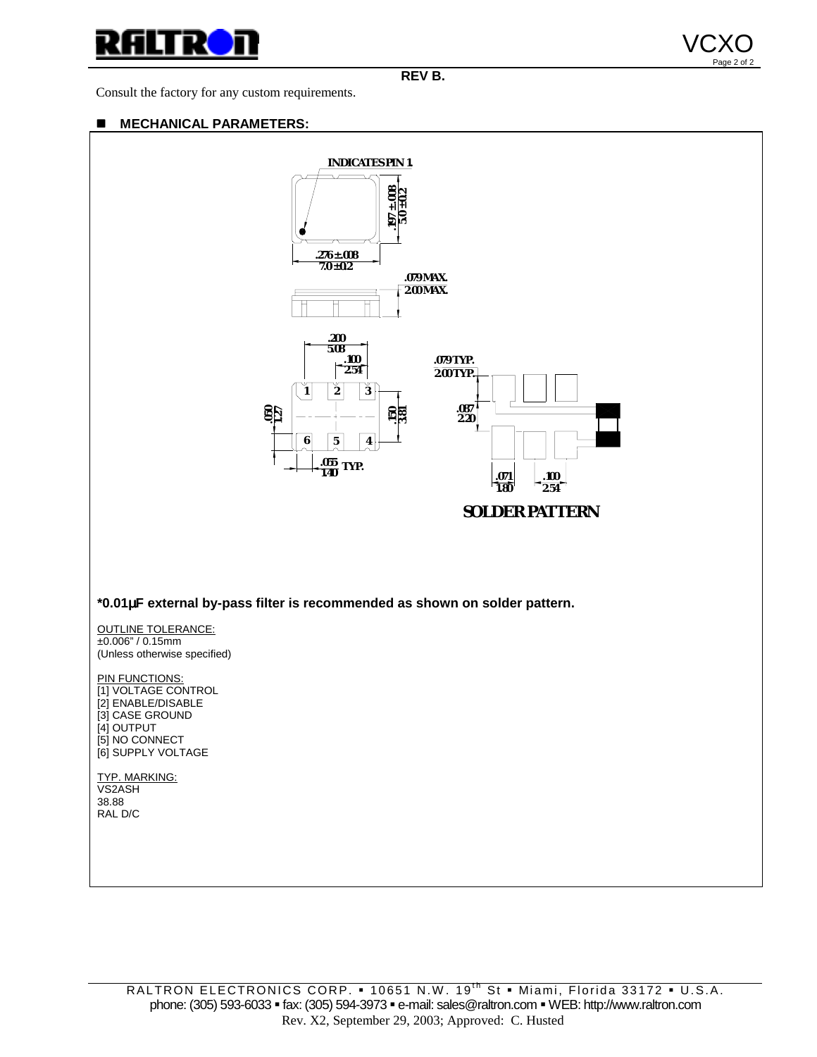REV B.

Consult the factory for any custom requirements.

## ■ MECHANICAL PARAMETERS:

INDICATES PIN 1

.197 ± .008
5.0 ±0.2

.276 ± .008
7.0 ±0.2

.079 MAX.
2.00 MAX.

.200
5.08

.100
2.54

.050
1.27

.150
3.81

.055 TYP.
1.40

.079 TYP.
2.00 TYP.

.087
2.20

.071
1.80

.100
2.54

1 2 3
6 5 4

SOLDER PATTERN

**\*0.01µF external by-pass filter is recommended as shown on solder pattern.**

OUTLINE TOLERANCE:
±0.006" / 0.15mm
(Unless otherwise specified)

PIN FUNCTIONS:
[1] VOLTAGE CONTROL
[2] ENABLE/DISABLE
[3] CASE GROUND
[4] OUTPUT
[5] NO CONNECT
[6] SUPPLY VOLTAGE

TYP. MARKING:
VS2ASH
38.88
RAL D/C

RALTRON ELECTRONICS CORP. ▪ 10651 N.W. 19th St ▪ Miami, Florida 33172 ▪ U.S.A.
phone: (305) 593-6033 ▪ fax: (305) 594-3973 ▪ e-mail: sales@raltron.com ▪ WEB: http://www.raltron.com
Rev. X2, September 29, 2003; Approved: C. Husted